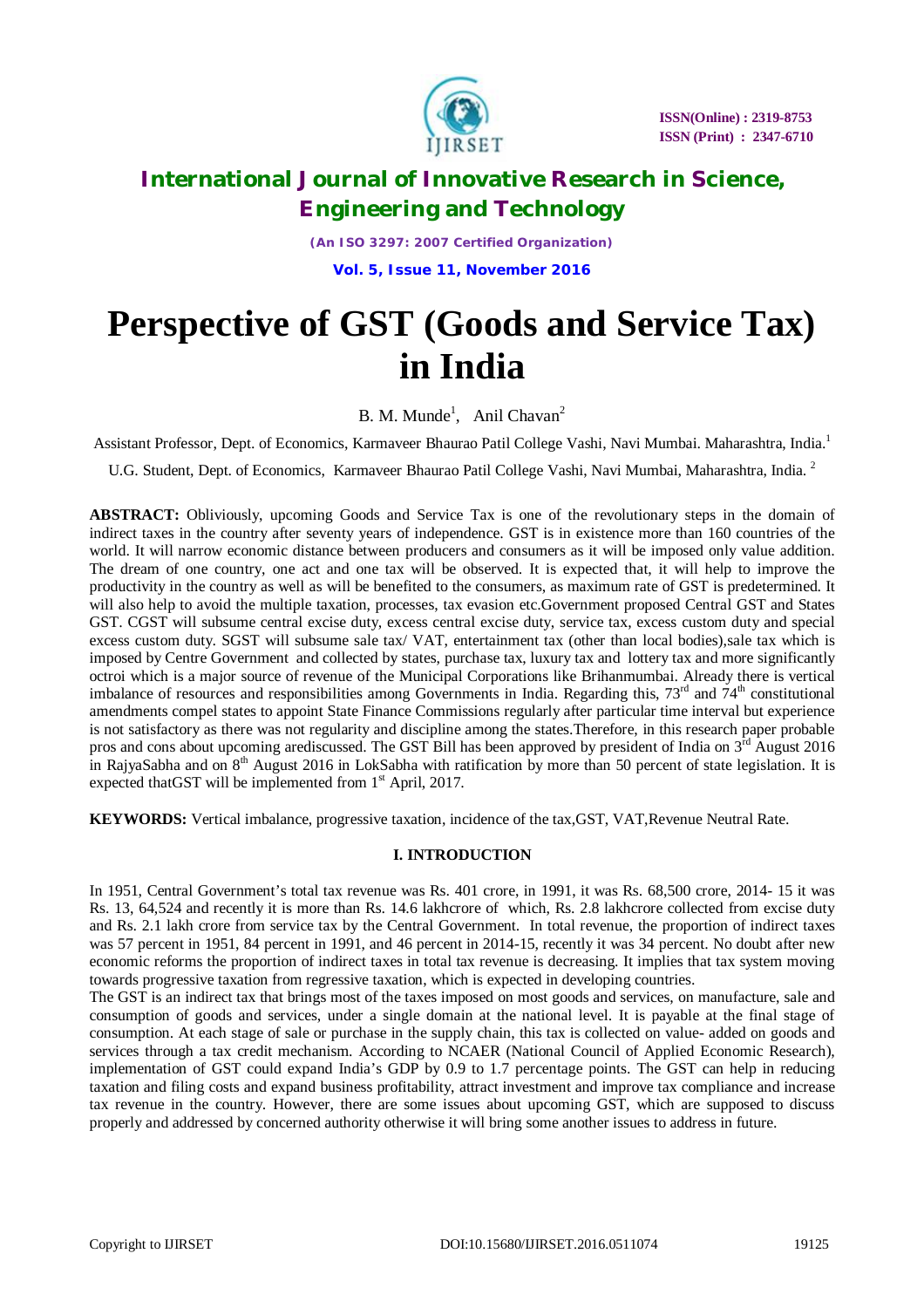# International Journal of Innovative Research in Science, Engineering and Technology

*(An ISO 3297: 2007 Certified Organization)*

**Vol. 5, Issue 11, November 2016**

# Perspective of GST (Goods and Service Tax) in India

B. M. Munde[1], Anil Chavan[2]

Assistant Professor, Dept. of Economics, Karmaveer Bhaurao Patil College Vashi, Navi Mumbai. Maharashtra, India.[1]

U.G. Student, Dept. of Economics, Karmaveer Bhaurao Patil College Vashi, Navi Mumbai, Maharashtra, India. [2]

**ABSTRACT:** Obliviously, upcoming Goods and Service Tax is one of the revolutionary steps in the domain of indirect taxes in the country after seventy years of independence. GST is in existence more than 160 countries of the world. It will narrow economic distance between producers and consumers as it will be imposed only value addition. The dream of one country, one act and one tax will be observed. It is expected that, it will help to improve the productivity in the country as well as will be benefited to the consumers, as maximum rate of GST is predetermined. It will also help to avoid the multiple taxation, processes, tax evasion etc.Government proposed Central GST and States GST. CGST will subsume central excise duty, excess central excise duty, service tax, excess custom duty and special excess custom duty. SGST will subsume sale tax/ VAT, entertainment tax (other than local bodies),sale tax which is imposed by Centre Government and collected by states, purchase tax, luxury tax and lottery tax and more significantly octroi which is a major source of revenue of the Municipal Corporations like Brihanmumbai. Already there is vertical imbalance of resources and responsibilities among Governments in India. Regarding this, 73rd and 74th constitutional amendments compel states to appoint State Finance Commissions regularly after particular time interval but experience is not satisfactory as there was not regularity and discipline among the states.Therefore, in this research paper probable pros and cons about upcoming arediscussed. The GST Bill has been approved by president of India on 3rd August 2016 in RajyaSabha and on 8th August 2016 in LokSabha with ratification by more than 50 percent of state legislation. It is expected thatGST will be implemented from 1st April, 2017.

**KEYWORDS:** Vertical imbalance, progressive taxation, incidence of the tax,GST, VAT,Revenue Neutral Rate.

## I. INTRODUCTION

In 1951, Central Government's total tax revenue was Rs. 401 crore, in 1991, it was Rs. 68,500 crore, 2014- 15 it was Rs. 13, 64,524 and recently it is more than Rs. 14.6 lakhcrore of which, Rs. 2.8 lakhcrore collected from excise duty and Rs. 2.1 lakh crore from service tax by the Central Government. In total revenue, the proportion of indirect taxes was 57 percent in 1951, 84 percent in 1991, and 46 percent in 2014-15, recently it was 34 percent. No doubt after new economic reforms the proportion of indirect taxes in total tax revenue is decreasing. It implies that tax system moving towards progressive taxation from regressive taxation, which is expected in developing countries.

The GST is an indirect tax that brings most of the taxes imposed on most goods and services, on manufacture, sale and consumption of goods and services, under a single domain at the national level. It is payable at the final stage of consumption. At each stage of sale or purchase in the supply chain, this tax is collected on value- added on goods and services through a tax credit mechanism. According to NCAER (National Council of Applied Economic Research), implementation of GST could expand India's GDP by 0.9 to 1.7 percentage points. The GST can help in reducing taxation and filing costs and expand business profitability, attract investment and improve tax compliance and increase tax revenue in the country. However, there are some issues about upcoming GST, which are supposed to discuss properly and addressed by concerned authority otherwise it will bring some another issues to address in future.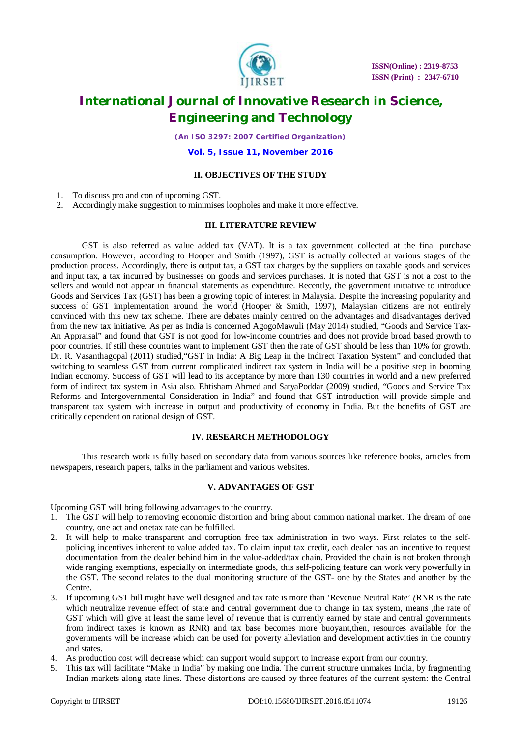## II. OBJECTIVES OF THE STUDY

1. To discuss pro and con of upcoming GST.
2. Accordingly make suggestion to minimises loopholes and make it more effective.

## III. LITERATURE REVIEW

GST is also referred as value added tax (VAT). It is a tax government collected at the final purchase consumption. However, according to Hooper and Smith (1997), GST is actually collected at various stages of the production process. Accordingly, there is output tax, a GST tax charges by the suppliers on taxable goods and services and input tax, a tax incurred by businesses on goods and services purchases. It is noted that GST is not a cost to the sellers and would not appear in financial statements as expenditure. Recently, the government initiative to introduce Goods and Services Tax (GST) has been a growing topic of interest in Malaysia. Despite the increasing popularity and success of GST implementation around the world (Hooper & Smith, 1997), Malaysian citizens are not entirely convinced with this new tax scheme. There are debates mainly centred on the advantages and disadvantages derived from the new tax initiative. As per as India is concerned AgogoMawuli (May 2014) studied, "Goods and Service Tax- An Appraisal" and found that GST is not good for low-income countries and does not provide broad based growth to poor countries. If still these countries want to implement GST then the rate of GST should be less than 10% for growth. Dr. R. Vasanthagopal (2011) studied,"GST in India: A Big Leap in the Indirect Taxation System" and concluded that switching to seamless GST from current complicated indirect tax system in India will be a positive step in booming Indian economy. Success of GST will lead to its acceptance by more than 130 countries in world and a new preferred form of indirect tax system in Asia also. Ehtisham Ahmed and SatyaPoddar (2009) studied, "Goods and Service Tax Reforms and Intergovernmental Consideration in India" and found that GST introduction will provide simple and transparent tax system with increase in output and productivity of economy in India. But the benefits of GST are critically dependent on rational design of GST.

## IV. RESEARCH METHODOLOGY

This research work is fully based on secondary data from various sources like reference books, articles from newspapers, research papers, talks in the parliament and various websites.

## V. ADVANTAGES OF GST

Upcoming GST will bring following advantages to the country.

1. The GST will help to removing economic distortion and bring about common national market. The dream of one country, one act and onetax rate can be fulfilled.
2. It will help to make transparent and corruption free tax administration in two ways. First relates to the self-policing incentives inherent to value added tax. To claim input tax credit, each dealer has an incentive to request documentation from the dealer behind him in the value-added/tax chain. Provided the chain is not broken through wide ranging exemptions, especially on intermediate goods, this self-policing feature can work very powerfully in the GST. The second relates to the dual monitoring structure of the GST- one by the States and another by the Centre.
3. If upcoming GST bill might have well designed and tax rate is more than 'Revenue Neutral Rate' *(*RNR is the rate which neutralize revenue effect of state and central government due to change in tax system, means ,the rate of GST which will give at least the same level of revenue that is currently earned by state and central governments from indirect taxes is known as RNR) and tax base becomes more buoyant,then, resources available for the governments will be increase which can be used for poverty alleviation and development activities in the country and states.
4. As production cost will decrease which can support would support to increase export from our country.
5. This tax will facilitate "Make in India" by making one India. The current structure unmakes India, by fragmenting Indian markets along state lines. These distortions are caused by three features of the current system: the Central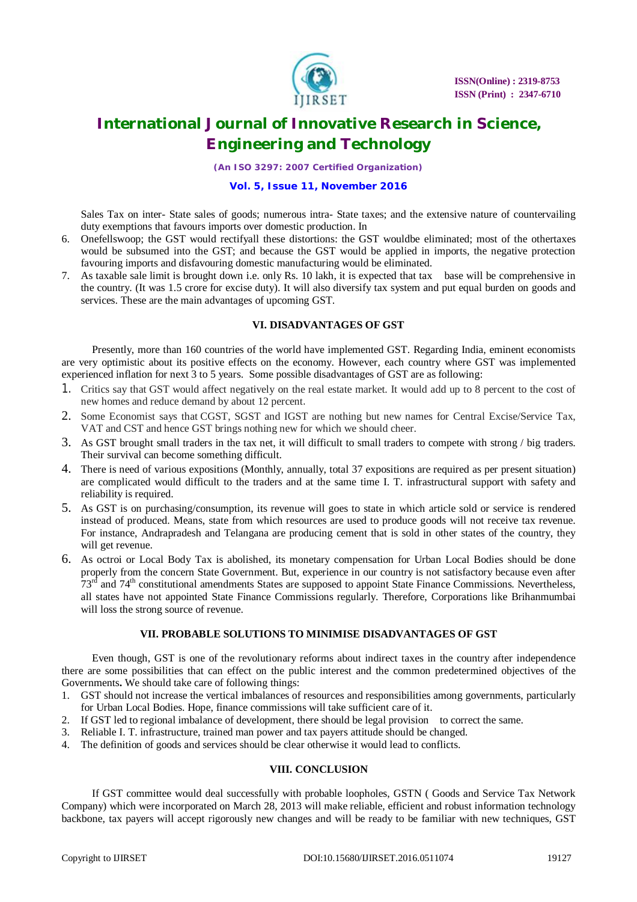Sales Tax on inter- State sales of goods; numerous intra- State taxes; and the extensive nature of countervailing duty exemptions that favours imports over domestic production. In

6. Onefellswoop; the GST would rectifyall these distortions: the GST wouldbe eliminated; most of the othertaxes would be subsumed into the GST; and because the GST would be applied in imports, the negative protection favouring imports and disfavouring domestic manufacturing would be eliminated.
7. As taxable sale limit is brought down i.e. only Rs. 10 lakh, it is expected that tax base will be comprehensive in the country. (It was 1.5 crore for excise duty). It will also diversify tax system and put equal burden on goods and services. These are the main advantages of upcoming GST.

## VI. DISADVANTAGES OF GST

Presently, more than 160 countries of the world have implemented GST. Regarding India, eminent economists are very optimistic about its positive effects on the economy. However, each country where GST was implemented experienced inflation for next 3 to 5 years. Some possible disadvantages of GST are as following:

1. Critics say that GST would affect negatively on the real estate market. It would add up to 8 percent to the cost of new homes and reduce demand by about 12 percent.
2. Some Economist says that CGST, SGST and IGST are nothing but new names for Central Excise/Service Tax, VAT and CST and hence GST brings nothing new for which we should cheer.
3. As GST brought small traders in the tax net, it will difficult to small traders to compete with strong / big traders. Their survival can become something difficult.
4. There is need of various expositions (Monthly, annually, total 37 expositions are required as per present situation) are complicated would difficult to the traders and at the same time I. T. infrastructural support with safety and reliability is required.
5. As GST is on purchasing/consumption, its revenue will goes to state in which article sold or service is rendered instead of produced. Means, state from which resources are used to produce goods will not receive tax revenue. For instance, Andrapradesh and Telangana are producing cement that is sold in other states of the country, they will get revenue.
6. As octroi or Local Body Tax is abolished, its monetary compensation for Urban Local Bodies should be done properly from the concern State Government. But, experience in our country is not satisfactory because even after 73rd and 74th constitutional amendments States are supposed to appoint State Finance Commissions. Nevertheless, all states have not appointed State Finance Commissions regularly. Therefore, Corporations like Brihanmumbai will loss the strong source of revenue.

## VII. PROBABLE SOLUTIONS TO MINIMISE DISADVANTAGES OF GST

Even though, GST is one of the revolutionary reforms about indirect taxes in the country after independence there are some possibilities that can effect on the public interest and the common predetermined objectives of the Governments**.** We should take care of following things:

1. GST should not increase the vertical imbalances of resources and responsibilities among governments, particularly for Urban Local Bodies. Hope, finance commissions will take sufficient care of it.
2. If GST led to regional imbalance of development, there should be legal provision to correct the same.
3. Reliable I. T. infrastructure, trained man power and tax payers attitude should be changed.
4. The definition of goods and services should be clear otherwise it would lead to conflicts.

## VIII. CONCLUSION

If GST committee would deal successfully with probable loopholes, GSTN ( Goods and Service Tax Network Company) which were incorporated on March 28, 2013 will make reliable, efficient and robust information technology backbone, tax payers will accept rigorously new changes and will be ready to be familiar with new techniques, GST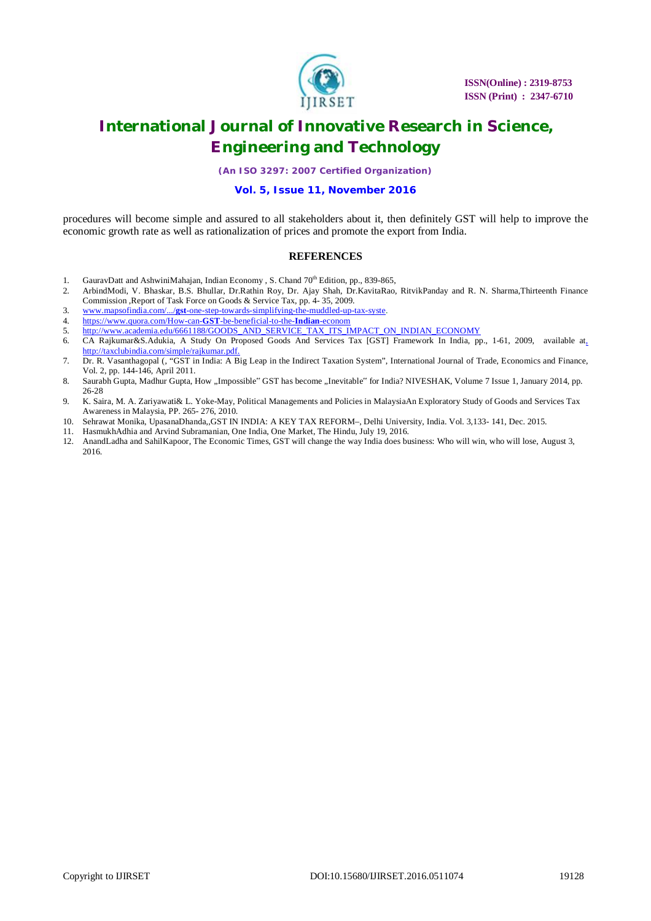procedures will become simple and assured to all stakeholders about it, then definitely GST will help to improve the economic growth rate as well as rationalization of prices and promote the export from India.

## REFERENCES

1. GauravDatt and AshwiniMahajan, Indian Economy , S. Chand 70th Edition, pp., 839-865,
2. ArbindModi, V. Bhaskar, B.S. Bhullar, Dr.Rathin Roy, Dr. Ajay Shah, Dr.KavitaRao, RitvikPanday and R. N. Sharma,Thirteenth Finance Commission ,Report of Task Force on Goods & Service Tax, pp. 4- 35, 2009.
3. www.mapsofindia.com/.../**gst**-one-step-towards-simplifying-the-muddled-up-tax-syste.
4. https://www.quora.com/How-can-**GST**-be-beneficial-to-the-**Indian**-econom
5. http://www.academia.edu/6661188/GOODS_AND_SERVICE_TAX_ITS_IMPACT_ON_INDIAN_ECONOMY
6. CA Rajkumar&S.Adukia, A Study On Proposed Goods And Services Tax [GST] Framework In India, pp., 1-61, 2009, available at, http://taxclubindia.com/simple/rajkumar.pdf.
7. Dr. R. Vasanthagopal (, "GST in India: A Big Leap in the Indirect Taxation System", International Journal of Trade, Economics and Finance, Vol. 2, pp. 144-146, April 2011.
8. Saurabh Gupta, Madhur Gupta, How „Impossible" GST has become „Inevitable" for India? NIVESHAK, Volume 7 Issue 1, January 2014, pp. 26-28
9. K. Saira, M. A. Zariyawati& L. Yoke-May, Political Managements and Policies in MalaysiaAn Exploratory Study of Goods and Services Tax Awareness in Malaysia, PP. 265- 276, 2010.
10. Sehrawat Monika, UpasanaDhanda,,GST IN INDIA: A KEY TAX REFORM–, Delhi University, India. Vol. 3,133- 141, Dec. 2015.
11. HasmukhAdhia and Arvind Subramanian, One India, One Market, The Hindu, July 19, 2016.
12. AnandLadha and SahilKapoor, The Economic Times, GST will change the way India does business: Who will win, who will lose, August 3, 2016.